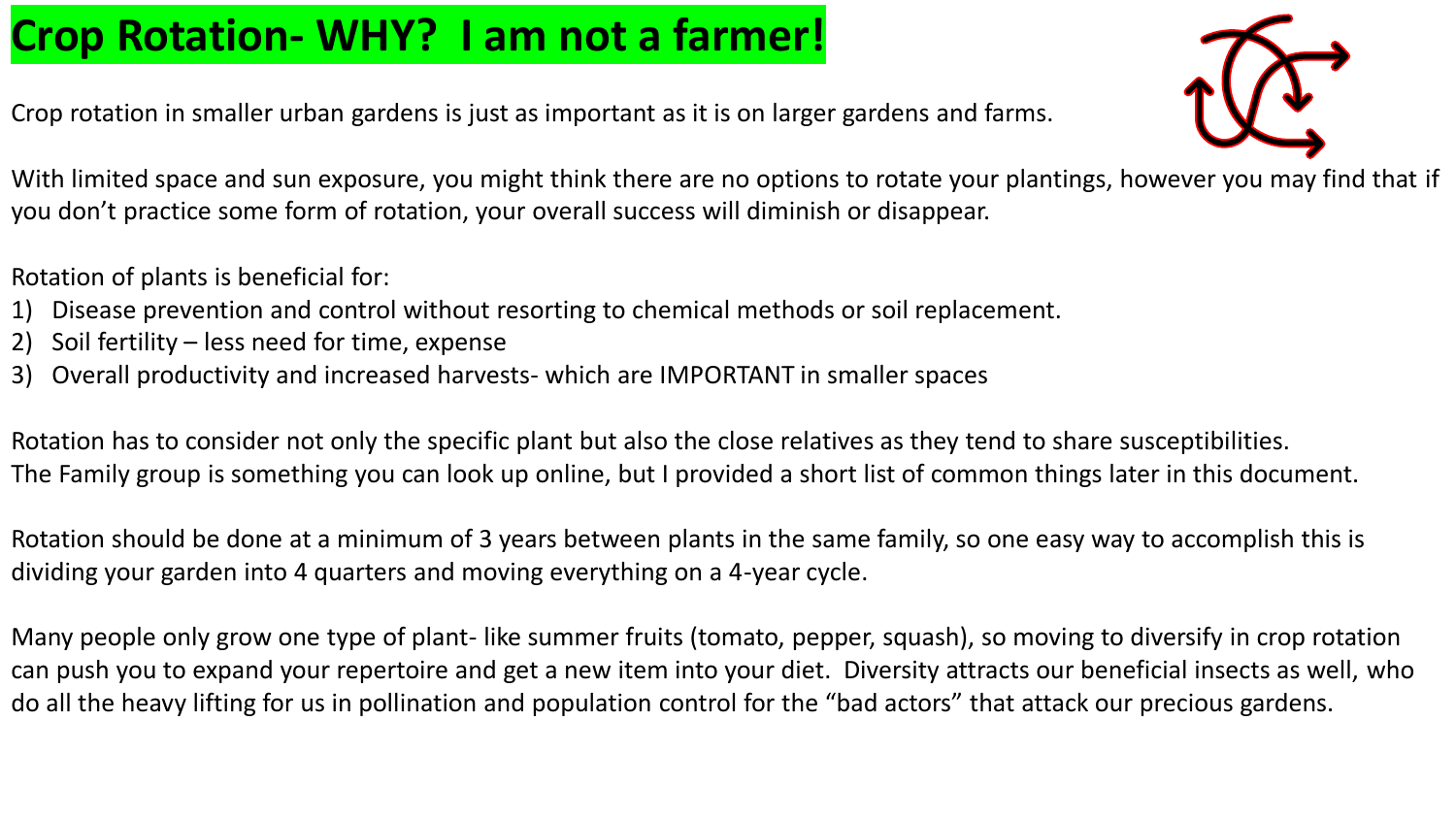# Crop Rotation- WHY?  I am not a farmer!

Crop rotation in smaller urban gardens is just as important as it is on larger gardens and farms.

With limited space and sun exposure, you might think there are no options to rotate your plantings, however you may find that if you don't practice some form of rotation, your overall success will diminish or disappear.

Rotation of plants is beneficial for:

1) Disease prevention and control without resorting to chemical methods or soil replacement.
2) Soil fertility – less need for time, expense
3) Overall productivity and increased harvests- which are IMPORTANT in smaller spaces

Rotation has to consider not only the specific plant but also the close relatives as they tend to share susceptibilities.
The Family group is something you can look up online, but I provided a short list of common things later in this document.

Rotation should be done at a minimum of 3 years between plants in the same family, so one easy way to accomplish this is dividing your garden into 4 quarters and moving everything on a 4-year cycle.

Many people only grow one type of plant- like summer fruits (tomato, pepper, squash), so moving to diversify in crop rotation can push you to expand your repertoire and get a new item into your diet.  Diversity attracts our beneficial insects as well, who do all the heavy lifting for us in pollination and population control for the "bad actors" that attack our precious gardens.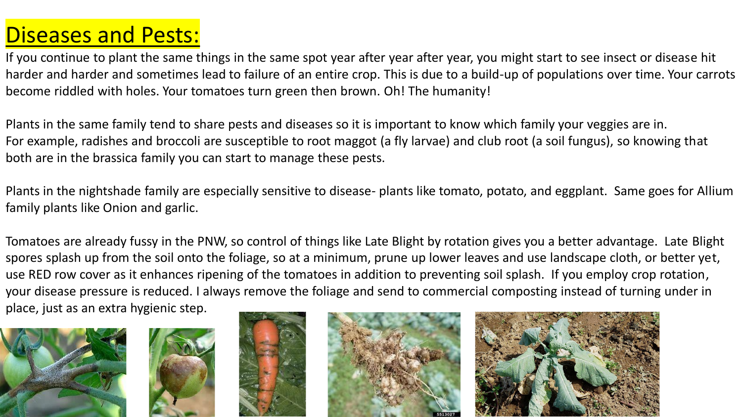# Diseases and Pests:

If you continue to plant the same things in the same spot year after year after year, you might start to see insect or disease hit harder and harder and sometimes lead to failure of an entire crop. This is due to a build-up of populations over time. Your carrots become riddled with holes. Your tomatoes turn green then brown. Oh! The humanity!

Plants in the same family tend to share pests and diseases so it is important to know which family your veggies are in. For example, radishes and broccoli are susceptible to root maggot (a fly larvae) and club root (a soil fungus), so knowing that both are in the brassica family you can start to manage these pests.

Plants in the nightshade family are especially sensitive to disease- plants like tomato, potato, and eggplant. Same goes for Allium family plants like Onion and garlic.

Tomatoes are already fussy in the PNW, so control of things like Late Blight by rotation gives you a better advantage. Late Blight spores splash up from the soil onto the foliage, so at a minimum, prune up lower leaves and use landscape cloth, or better yet, use RED row cover as it enhances ripening of the tomatoes in addition to preventing soil splash. If you employ crop rotation, your disease pressure is reduced. I always remove the foliage and send to commercial composting instead of turning under in place, just as an extra hygienic step.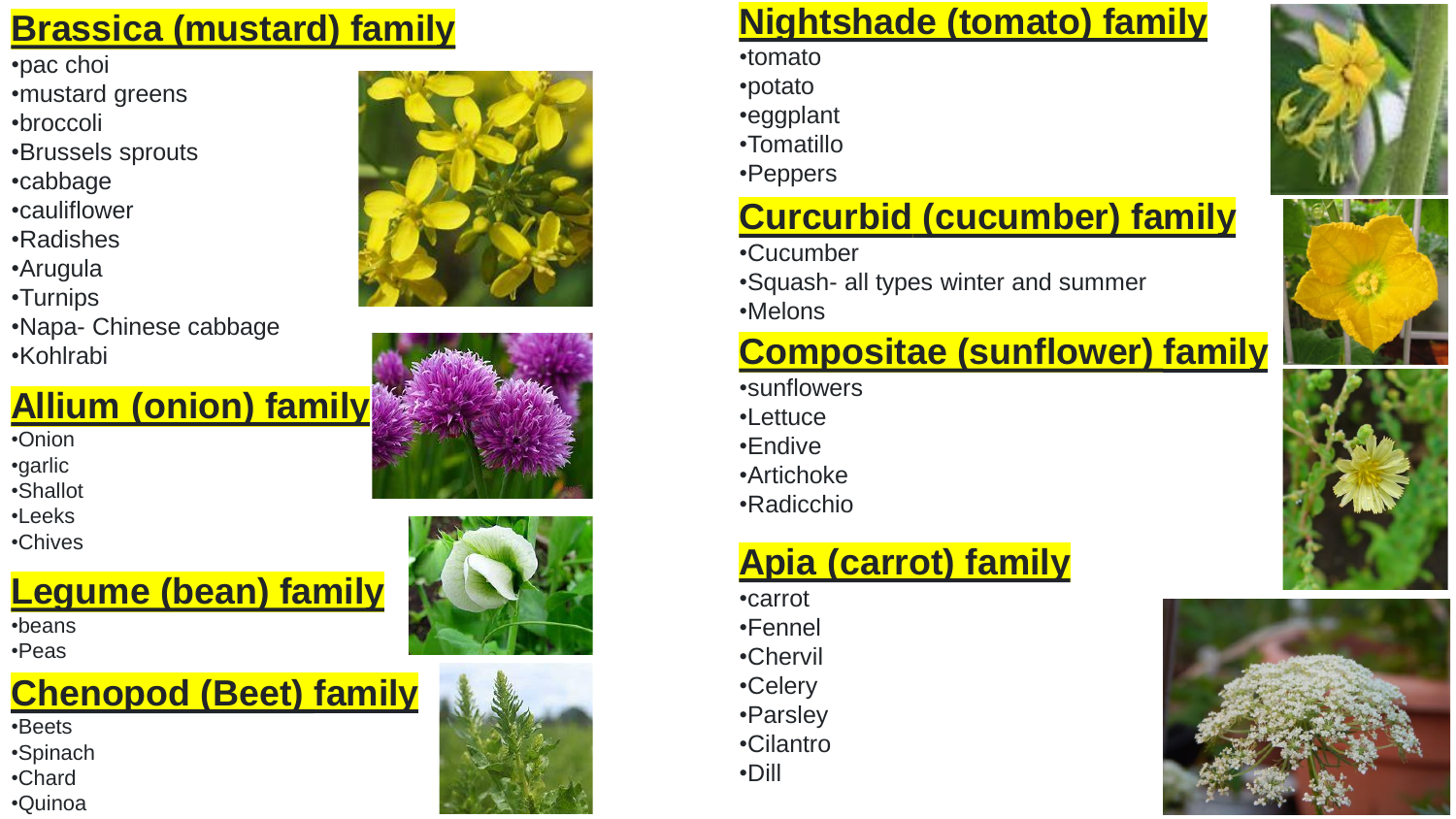## Brassica (mustard) family

- pac choi
- mustard greens
- broccoli
- Brussels sprouts
- cabbage
- cauliflower
- Radishes
- Arugula
- Turnips
- Napa- Chinese cabbage
- Kohlrabi

## Allium (onion) family

- Onion
- garlic
- Shallot
- Leeks
- Chives

## Legume (bean) family

- beans
- Peas

## Chenopod (Beet) family

- Beets
- Spinach
- Chard
- Quinoa

## Nightshade (tomato) family

- tomato
- potato
- eggplant
- Tomatillo
- Peppers

## Curcurbid (cucumber) family

- Cucumber
- Squash- all types winter and summer
- Melons

## Compositae (sunflower) family

- sunflowers
- Lettuce
- Endive
- Artichoke
- Radicchio

## Apia (carrot) family

- carrot
- Fennel
- Chervil
- Celery
- Parsley
- Cilantro
- Dill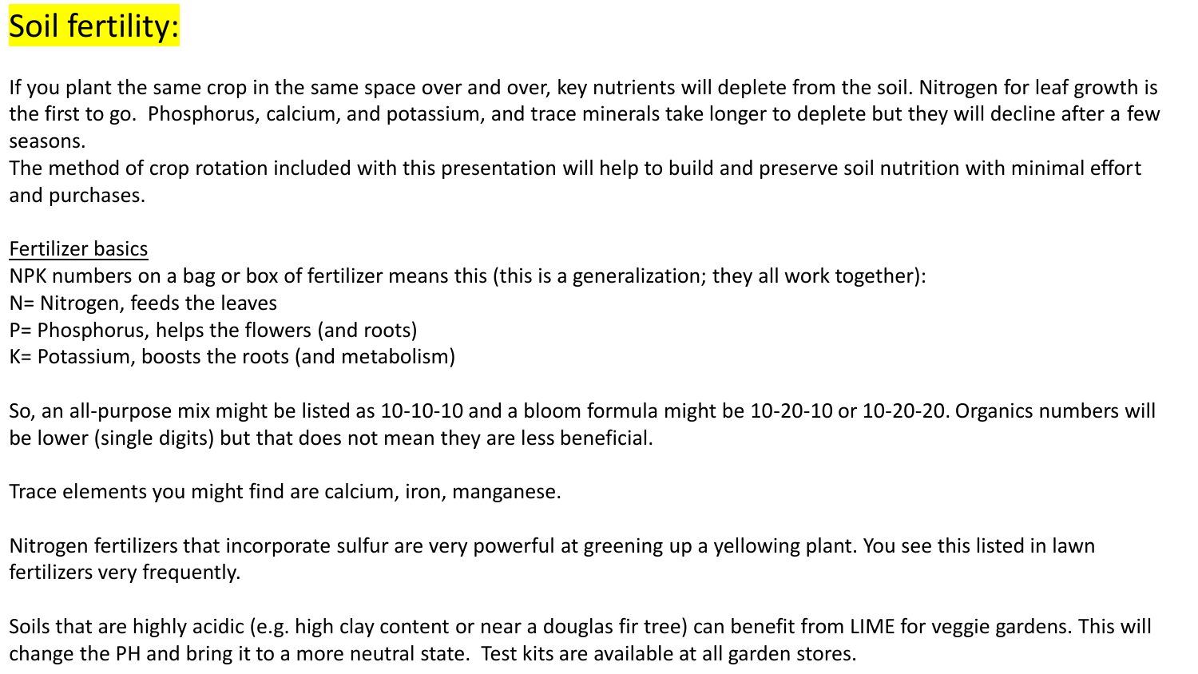# Soil fertility:

If you plant the same crop in the same space over and over, key nutrients will deplete from the soil. Nitrogen for leaf growth is the first to go.  Phosphorus, calcium, and potassium, and trace minerals take longer to deplete but they will decline after a few seasons.
The method of crop rotation included with this presentation will help to build and preserve soil nutrition with minimal effort and purchases.

<u>Fertilizer basics</u>
NPK numbers on a bag or box of fertilizer means this (this is a generalization; they all work together):
N= Nitrogen, feeds the leaves
P= Phosphorus, helps the flowers (and roots)
K= Potassium, boosts the roots (and metabolism)

So, an all-purpose mix might be listed as 10-10-10 and a bloom formula might be 10-20-10 or 10-20-20. Organics numbers will be lower (single digits) but that does not mean they are less beneficial.

Trace elements you might find are calcium, iron, manganese.

Nitrogen fertilizers that incorporate sulfur are very powerful at greening up a yellowing plant. You see this listed in lawn fertilizers very frequently.

Soils that are highly acidic (e.g. high clay content or near a douglas fir tree) can benefit from LIME for veggie gardens. This will change the PH and bring it to a more neutral state.  Test kits are available at all garden stores.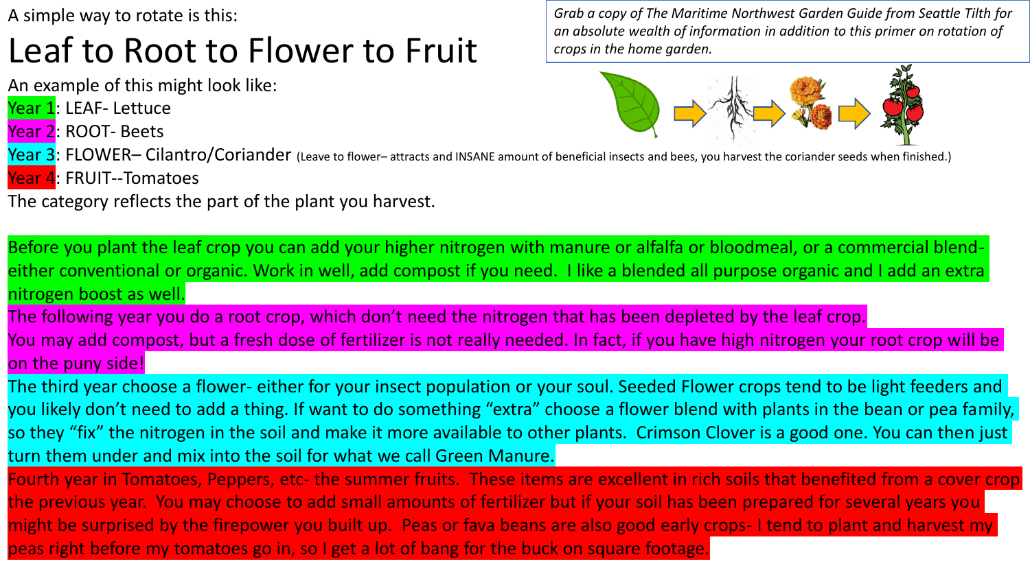A simple way to rotate is this:

# Leaf to Root to Flower to Fruit

*Grab a copy of The Maritime Northwest Garden Guide from Seattle Tilth for an absolute wealth of information in addition to this primer on rotation of crops in the home garden.*

An example of this might look like:

Year 1: LEAF- Lettuce

Year 2: ROOT- Beets

Year 3: FLOWER– Cilantro/Coriander (Leave to flower– attracts and INSANE amount of beneficial insects and bees, you harvest the coriander seeds when finished.)

Year 4: FRUIT--Tomatoes

The category reflects the part of the plant you harvest.

Before you plant the leaf crop you can add your higher nitrogen with manure or alfalfa or bloodmeal, or a commercial blend- either conventional or organic. Work in well, add compost if you need. I like a blended all purpose organic and I add an extra nitrogen boost as well.

The following year you do a root crop, which don't need the nitrogen that has been depleted by the leaf crop.
You may add compost, but a fresh dose of fertilizer is not really needed. In fact, if you have high nitrogen your root crop will be on the puny side!

The third year choose a flower- either for your insect population or your soul. Seeded Flower crops tend to be light feeders and you likely don't need to add a thing. If want to do something "extra" choose a flower blend with plants in the bean or pea family, so they "fix" the nitrogen in the soil and make it more available to other plants. Crimson Clover is a good one. You can then just turn them under and mix into the soil for what we call Green Manure.

Fourth year in Tomatoes, Peppers, etc- the summer fruits. These items are excellent in rich soils that benefited from a cover crop the previous year. You may choose to add small amounts of fertilizer but if your soil has been prepared for several years you might be surprised by the firepower you built up. Peas or fava beans are also good early crops- I tend to plant and harvest my peas right before my tomatoes go in, so I get a lot of bang for the buck on square footage.